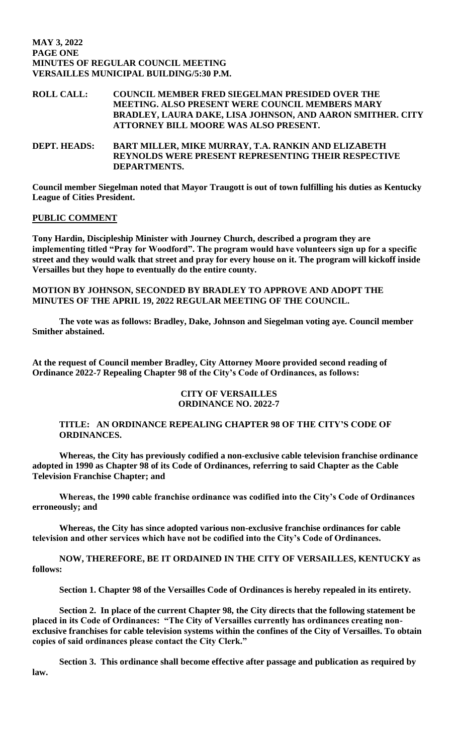**MAY 3, 2022**
**PAGE ONE**
**MINUTES OF REGULAR COUNCIL MEETING**
**VERSAILLES MUNICIPAL BUILDING/5:30 P.M.**

**ROLL CALL:** **COUNCIL MEMBER FRED SIEGELMAN PRESIDED OVER THE MEETING. ALSO PRESENT WERE COUNCIL MEMBERS MARY BRADLEY, LAURA DAKE, LISA JOHNSON, AND AARON SMITHER. CITY ATTORNEY BILL MOORE WAS ALSO PRESENT.**

**DEPT. HEADS:** **BART MILLER, MIKE MURRAY, T.A. RANKIN AND ELIZABETH REYNOLDS WERE PRESENT REPRESENTING THEIR RESPECTIVE DEPARTMENTS.**

**Council member Siegelman noted that Mayor Traugott is out of town fulfilling his duties as Kentucky League of Cities President.**

**PUBLIC COMMENT**

**Tony Hardin, Discipleship Minister with Journey Church, described a program they are implementing titled "Pray for Woodford". The program would have volunteers sign up for a specific street and they would walk that street and pray for every house on it. The program will kickoff inside Versailles but they hope to eventually do the entire county.**

**MOTION BY JOHNSON, SECONDED BY BRADLEY TO APPROVE AND ADOPT THE MINUTES OF THE APRIL 19, 2022 REGULAR MEETING OF THE COUNCIL.**

**The vote was as follows: Bradley, Dake, Johnson and Siegelman voting aye. Council member Smither abstained.**

**At the request of Council member Bradley, City Attorney Moore provided second reading of Ordinance 2022-7 Repealing Chapter 98 of the City's Code of Ordinances, as follows:**

**CITY OF VERSAILLES**
**ORDINANCE NO. 2022-7**

**TITLE: AN ORDINANCE REPEALING CHAPTER 98 OF THE CITY'S CODE OF ORDINANCES.**

**Whereas, the City has previously codified a non-exclusive cable television franchise ordinance adopted in 1990 as Chapter 98 of its Code of Ordinances, referring to said Chapter as the Cable Television Franchise Chapter; and**

**Whereas, the 1990 cable franchise ordinance was codified into the City's Code of Ordinances erroneously; and**

**Whereas, the City has since adopted various non-exclusive franchise ordinances for cable television and other services which have not be codified into the City's Code of Ordinances.**

**NOW, THEREFORE, BE IT ORDAINED IN THE CITY OF VERSAILLES, KENTUCKY as follows:**

**Section 1. Chapter 98 of the Versailles Code of Ordinances is hereby repealed in its entirety.**

**Section 2. In place of the current Chapter 98, the City directs that the following statement be placed in its Code of Ordinances: "The City of Versailles currently has ordinances creating non-exclusive franchises for cable television systems within the confines of the City of Versailles. To obtain copies of said ordinances please contact the City Clerk."**

**Section 3. This ordinance shall become effective after passage and publication as required by law.**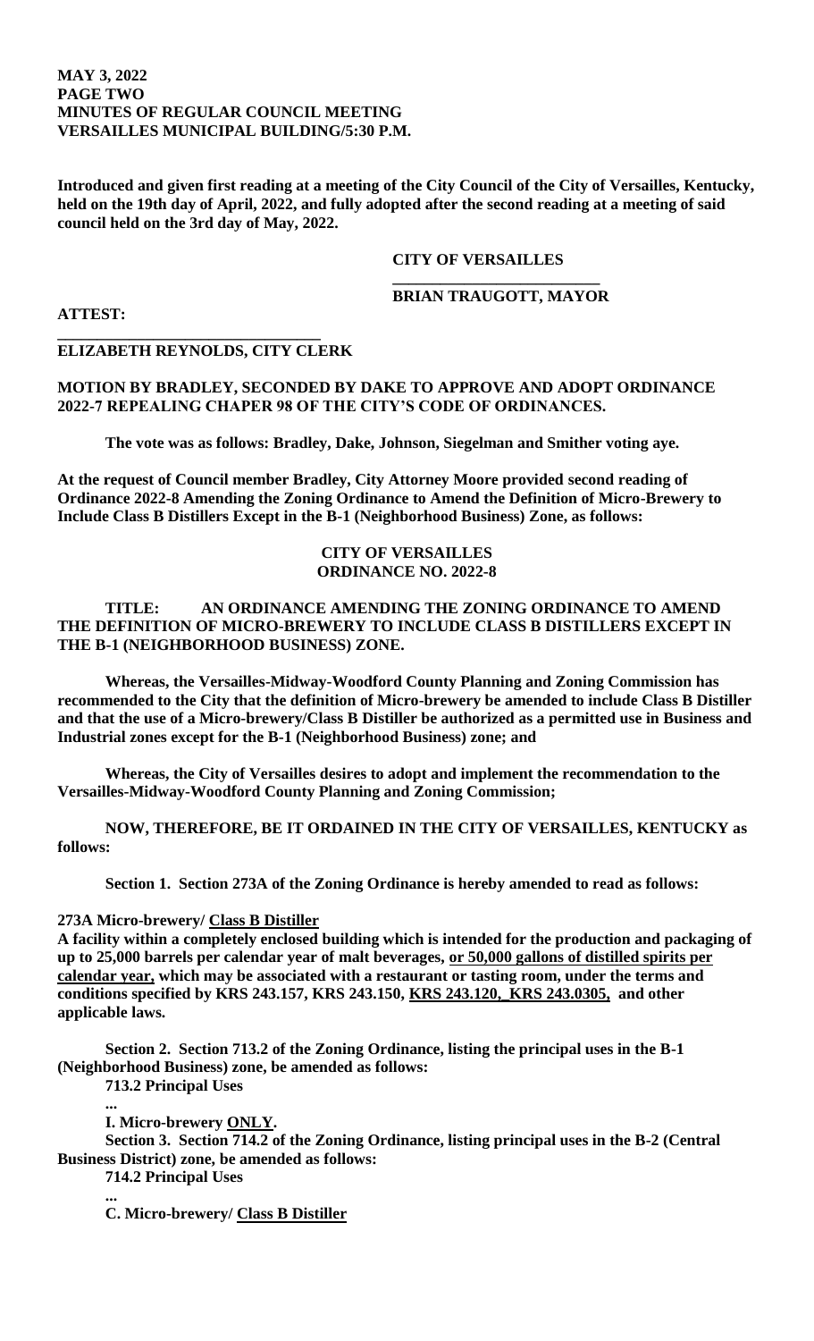**Introduced and given first reading at a meeting of the City Council of the City of Versailles, Kentucky, held on the 19th day of April, 2022, and fully adopted after the second reading at a meeting of said council held on the 3rd day of May, 2022.**

**CITY OF VERSAILLES**

**\_\_\_\_\_\_\_\_\_\_\_\_\_\_\_\_\_\_\_\_\_\_\_\_\_\_**
**BRIAN TRAUGOTT, MAYOR**

**ATTEST:**

**\_\_\_\_\_\_\_\_\_\_\_\_\_\_\_\_\_\_\_\_\_\_\_\_\_\_\_\_\_\_\_\_\_\_**
**ELIZABETH REYNOLDS, CITY CLERK**

**MOTION BY BRADLEY, SECONDED BY DAKE TO APPROVE AND ADOPT ORDINANCE 2022-7 REPEALING CHAPTER 98 OF THE CITY'S CODE OF ORDINANCES.**

**The vote was as follows: Bradley, Dake, Johnson, Siegelman and Smither voting aye.**

**At the request of Council member Bradley, City Attorney Moore provided second reading of Ordinance 2022-8 Amending the Zoning Ordinance to Amend the Definition of Micro-Brewery to Include Class B Distillers Except in the B-1 (Neighborhood Business) Zone, as follows:**

**CITY OF VERSAILLES**
**ORDINANCE NO. 2022-8**

**TITLE: AN ORDINANCE AMENDING THE ZONING ORDINANCE TO AMEND THE DEFINITION OF MICRO-BREWERY TO INCLUDE CLASS B DISTILLERS EXCEPT IN THE B-1 (NEIGHBORHOOD BUSINESS) ZONE.**

**Whereas, the Versailles-Midway-Woodford County Planning and Zoning Commission has recommended to the City that the definition of Micro-brewery be amended to include Class B Distiller and that the use of a Micro-brewery/Class B Distiller be authorized as a permitted use in Business and Industrial zones except for the B-1 (Neighborhood Business) zone; and**

**Whereas, the City of Versailles desires to adopt and implement the recommendation to the Versailles-Midway-Woodford County Planning and Zoning Commission;**

**NOW, THEREFORE, BE IT ORDAINED IN THE CITY OF VERSAILLES, KENTUCKY as follows:**

**Section 1. Section 273A of the Zoning Ordinance is hereby amended to read as follows:**

**273A Micro-brewery/ <u>Class B Distiller</u>**
**A facility within a completely enclosed building which is intended for the production and packaging of up to 25,000 barrels per calendar year of malt beverages, <u>or 50,000 gallons of distilled spirits per calendar year,</u> which may be associated with a restaurant or tasting room, under the terms and conditions specified by KRS 243.157, KRS 243.150, <u>KRS 243.120, KRS 243.0305,</u> and other applicable laws.**

**Section 2. Section 713.2 of the Zoning Ordinance, listing the principal uses in the B-1 (Neighborhood Business) zone, be amended as follows:**

**713.2 Principal Uses**

**...**

**I. Micro-brewery <u>ONLY</u>.**

**Section 3. Section 714.2 of the Zoning Ordinance, listing principal uses in the B-2 (Central Business District) zone, be amended as follows:**

**714.2 Principal Uses**

**...**

**C. Micro-brewery/ <u>Class B Distiller</u>**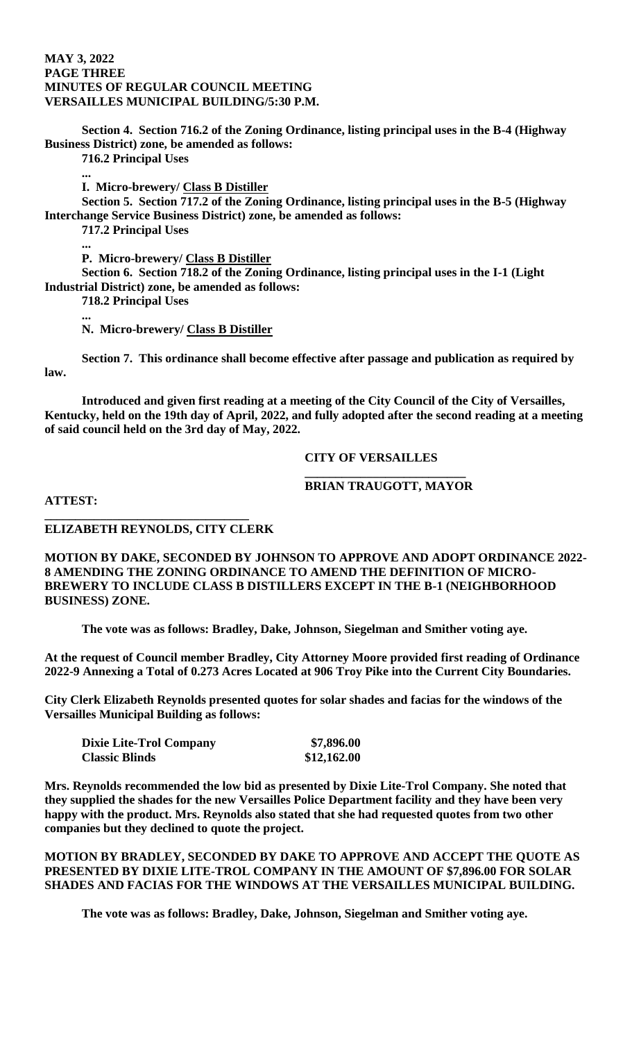**Section 4. Section 716.2 of the Zoning Ordinance, listing principal uses in the B-4 (Highway Business District) zone, be amended as follows:**

**716.2 Principal Uses**

**...**

**I. Micro-brewery/ Class B Distiller**

**Section 5. Section 717.2 of the Zoning Ordinance, listing principal uses in the B-5 (Highway Interchange Service Business District) zone, be amended as follows:**

**717.2 Principal Uses**

**...**

**P. Micro-brewery/ Class B Distiller**

**Section 6. Section 718.2 of the Zoning Ordinance, listing principal uses in the I-1 (Light Industrial District) zone, be amended as follows:**

**718.2 Principal Uses**

**...**

**N. Micro-brewery/ Class B Distiller**

**Section 7. This ordinance shall become effective after passage and publication as required by law.**

**Introduced and given first reading at a meeting of the City Council of the City of Versailles, Kentucky, held on the 19th day of April, 2022, and fully adopted after the second reading at a meeting of said council held on the 3rd day of May, 2022.**

**CITY OF VERSAILLES**

**___________________________**

**BRIAN TRAUGOTT, MAYOR**

**ATTEST:**

**_________________________________**

**ELIZABETH REYNOLDS, CITY CLERK**

**MOTION BY DAKE, SECONDED BY JOHNSON TO APPROVE AND ADOPT ORDINANCE 2022-8 AMENDING THE ZONING ORDINANCE TO AMEND THE DEFINITION OF MICRO-BREWERY TO INCLUDE CLASS B DISTILLERS EXCEPT IN THE B-1 (NEIGHBORHOOD BUSINESS) ZONE.**

**The vote was as follows: Bradley, Dake, Johnson, Siegelman and Smither voting aye.**

**At the request of Council member Bradley, City Attorney Moore provided first reading of Ordinance 2022-9 Annexing a Total of 0.273 Acres Located at 906 Troy Pike into the Current City Boundaries.**

**City Clerk Elizabeth Reynolds presented quotes for solar shades and facias for the windows of the Versailles Municipal Building as follows:**

| | |
|---|---|
| **Dixie Lite-Trol Company** | **$7,896.00** |
| **Classic Blinds** | **$12,162.00** |

**Mrs. Reynolds recommended the low bid as presented by Dixie Lite-Trol Company. She noted that they supplied the shades for the new Versailles Police Department facility and they have been very happy with the product. Mrs. Reynolds also stated that she had requested quotes from two other companies but they declined to quote the project.**

**MOTION BY BRADLEY, SECONDED BY DAKE TO APPROVE AND ACCEPT THE QUOTE AS PRESENTED BY DIXIE LITE-TROL COMPANY IN THE AMOUNT OF $7,896.00 FOR SOLAR SHADES AND FACIAS FOR THE WINDOWS AT THE VERSAILLES MUNICIPAL BUILDING.**

**The vote was as follows: Bradley, Dake, Johnson, Siegelman and Smither voting aye.**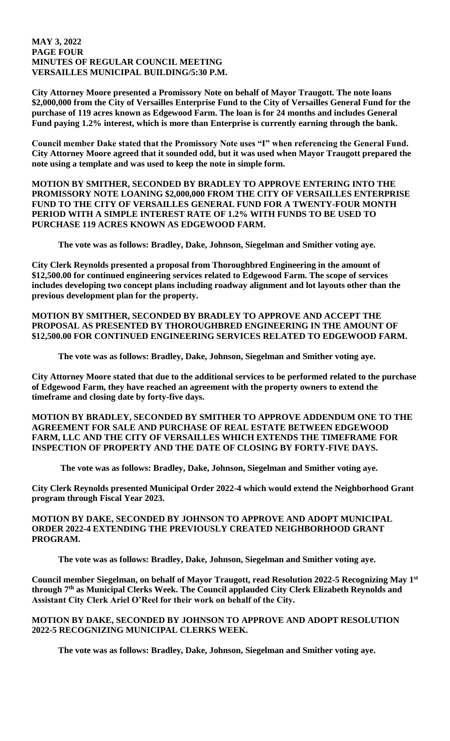**MAY 3, 2022**
**PAGE FOUR**
**MINUTES OF REGULAR COUNCIL MEETING**
**VERSAILLES MUNICIPAL BUILDING/5:30 P.M.**

**City Attorney Moore presented a Promissory Note on behalf of Mayor Traugott. The note loans $2,000,000 from the City of Versailles Enterprise Fund to the City of Versailles General Fund for the purchase of 119 acres known as Edgewood Farm. The loan is for 24 months and includes General Fund paying 1.2% interest, which is more than Enterprise is currently earning through the bank.**

**Council member Dake stated that the Promissory Note uses "I" when referencing the General Fund. City Attorney Moore agreed that it sounded odd, but it was used when Mayor Traugott prepared the note using a template and was used to keep the note in simple form.**

**MOTION BY SMITHER, SECONDED BY BRADLEY TO APPROVE ENTERING INTO THE PROMISSORY NOTE LOANING $2,000,000 FROM THE CITY OF VERSAILLES ENTERPRISE FUND TO THE CITY OF VERSAILLES GENERAL FUND FOR A TWENTY-FOUR MONTH PERIOD WITH A SIMPLE INTEREST RATE OF 1.2% WITH FUNDS TO BE USED TO PURCHASE 119 ACRES KNOWN AS EDGEWOOD FARM.**

**The vote was as follows: Bradley, Dake, Johnson, Siegelman and Smither voting aye.**

**City Clerk Reynolds presented a proposal from Thoroughbred Engineering in the amount of $12,500.00 for continued engineering services related to Edgewood Farm. The scope of services includes developing two concept plans including roadway alignment and lot layouts other than the previous development plan for the property.**

**MOTION BY SMITHER, SECONDED BY BRADLEY TO APPROVE AND ACCEPT THE PROPOSAL AS PRESENTED BY THOROUGHBRED ENGINEERING IN THE AMOUNT OF $12,500.00 FOR CONTINUED ENGINEERING SERVICES RELATED TO EDGEWOOD FARM.**

**The vote was as follows: Bradley, Dake, Johnson, Siegelman and Smither voting aye.**

**City Attorney Moore stated that due to the additional services to be performed related to the purchase of Edgewood Farm, they have reached an agreement with the property owners to extend the timeframe and closing date by forty-five days.**

**MOTION BY BRADLEY, SECONDED BY SMITHER TO APPROVE ADDENDUM ONE TO THE AGREEMENT FOR SALE AND PURCHASE OF REAL ESTATE BETWEEN EDGEWOOD FARM, LLC AND THE CITY OF VERSAILLES WHICH EXTENDS THE TIMEFRAME FOR INSPECTION OF PROPERTY AND THE DATE OF CLOSING BY FORTY-FIVE DAYS.**

**The vote was as follows: Bradley, Dake, Johnson, Siegelman and Smither voting aye.**

**City Clerk Reynolds presented Municipal Order 2022-4 which would extend the Neighborhood Grant program through Fiscal Year 2023.**

**MOTION BY DAKE, SECONDED BY JOHNSON TO APPROVE AND ADOPT MUNICIPAL ORDER 2022-4 EXTENDING THE PREVIOUSLY CREATED NEIGHBORHOOD GRANT PROGRAM.**

**The vote was as follows: Bradley, Dake, Johnson, Siegelman and Smither voting aye.**

**Council member Siegelman, on behalf of Mayor Traugott, read Resolution 2022-5 Recognizing May 1st through 7th as Municipal Clerks Week. The Council applauded City Clerk Elizabeth Reynolds and Assistant City Clerk Ariel O'Reel for their work on behalf of the City.**

**MOTION BY DAKE, SECONDED BY JOHNSON TO APPROVE AND ADOPT RESOLUTION 2022-5 RECOGNIZING MUNICIPAL CLERKS WEEK.**

**The vote was as follows: Bradley, Dake, Johnson, Siegelman and Smither voting aye.**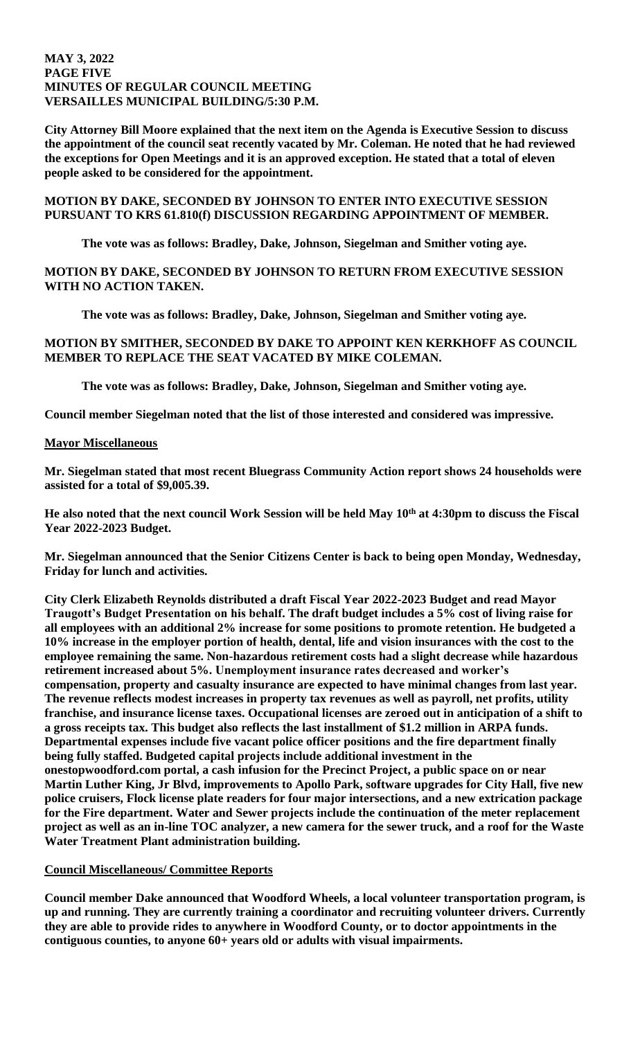**City Attorney Bill Moore explained that the next item on the Agenda is Executive Session to discuss the appointment of the council seat recently vacated by Mr. Coleman. He noted that he had reviewed the exceptions for Open Meetings and it is an approved exception. He stated that a total of eleven people asked to be considered for the appointment.**

**MOTION BY DAKE, SECONDED BY JOHNSON TO ENTER INTO EXECUTIVE SESSION PURSUANT TO KRS 61.810(f) DISCUSSION REGARDING APPOINTMENT OF MEMBER.**

**The vote was as follows: Bradley, Dake, Johnson, Siegelman and Smither voting aye.**

**MOTION BY DAKE, SECONDED BY JOHNSON TO RETURN FROM EXECUTIVE SESSION WITH NO ACTION TAKEN.**

**The vote was as follows: Bradley, Dake, Johnson, Siegelman and Smither voting aye.**

**MOTION BY SMITHER, SECONDED BY DAKE TO APPOINT KEN KERKHOFF AS COUNCIL MEMBER TO REPLACE THE SEAT VACATED BY MIKE COLEMAN.**

**The vote was as follows: Bradley, Dake, Johnson, Siegelman and Smither voting aye.**

**Council member Siegelman noted that the list of those interested and considered was impressive.**

**Mayor Miscellaneous**

**Mr. Siegelman stated that most recent Bluegrass Community Action report shows 24 households were assisted for a total of $9,005.39.**

**He also noted that the next council Work Session will be held May 10th at 4:30pm to discuss the Fiscal Year 2022-2023 Budget.**

**Mr. Siegelman announced that the Senior Citizens Center is back to being open Monday, Wednesday, Friday for lunch and activities.**

**City Clerk Elizabeth Reynolds distributed a draft Fiscal Year 2022-2023 Budget and read Mayor Traugott's Budget Presentation on his behalf. The draft budget includes a 5% cost of living raise for all employees with an additional 2% increase for some positions to promote retention. He budgeted a 10% increase in the employer portion of health, dental, life and vision insurances with the cost to the employee remaining the same. Non-hazardous retirement costs had a slight decrease while hazardous retirement increased about 5%. Unemployment insurance rates decreased and worker's compensation, property and casualty insurance are expected to have minimal changes from last year. The revenue reflects modest increases in property tax revenues as well as payroll, net profits, utility franchise, and insurance license taxes. Occupational licenses are zeroed out in anticipation of a shift to a gross receipts tax. This budget also reflects the last installment of $1.2 million in ARPA funds. Departmental expenses include five vacant police officer positions and the fire department finally being fully staffed. Budgeted capital projects include additional investment in the onestopwoodford.com portal, a cash infusion for the Precinct Project, a public space on or near Martin Luther King, Jr Blvd, improvements to Apollo Park, software upgrades for City Hall, five new police cruisers, Flock license plate readers for four major intersections, and a new extrication package for the Fire department. Water and Sewer projects include the continuation of the meter replacement project as well as an in-line TOC analyzer, a new camera for the sewer truck, and a roof for the Waste Water Treatment Plant administration building.**

**Council Miscellaneous/ Committee Reports**

**Council member Dake announced that Woodford Wheels, a local volunteer transportation program, is up and running. They are currently training a coordinator and recruiting volunteer drivers. Currently they are able to provide rides to anywhere in Woodford County, or to doctor appointments in the contiguous counties, to anyone 60+ years old or adults with visual impairments.**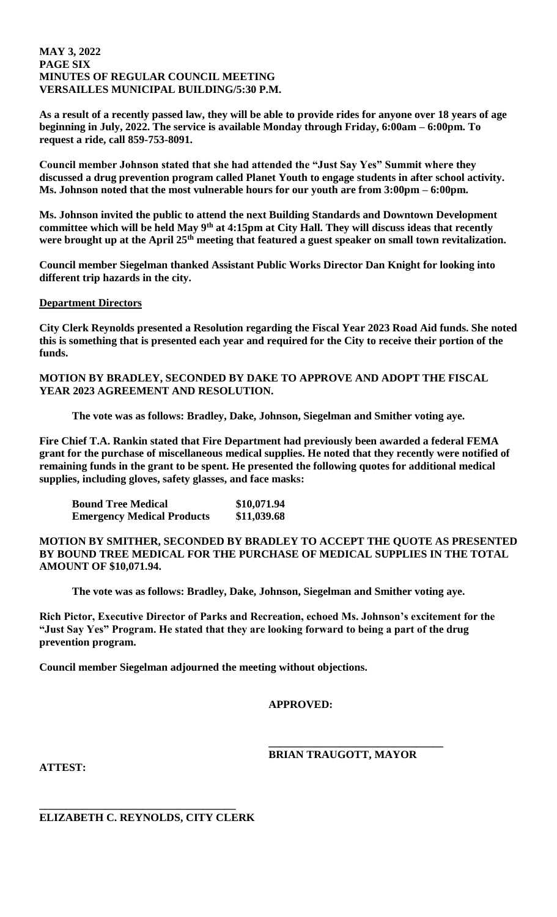As a result of a recently passed law, they will be able to provide rides for anyone over 18 years of age beginning in July, 2022. The service is available Monday through Friday, 6:00am – 6:00pm. To request a ride, call 859-753-8091.

Council member Johnson stated that she had attended the "Just Say Yes" Summit where they discussed a drug prevention program called Planet Youth to engage students in after school activity. Ms. Johnson noted that the most vulnerable hours for our youth are from 3:00pm – 6:00pm.

Ms. Johnson invited the public to attend the next Building Standards and Downtown Development committee which will be held May 9th at 4:15pm at City Hall. They will discuss ideas that recently were brought up at the April 25th meeting that featured a guest speaker on small town revitalization.

Council member Siegelman thanked Assistant Public Works Director Dan Knight for looking into different trip hazards in the city.

## Department Directors

City Clerk Reynolds presented a Resolution regarding the Fiscal Year 2023 Road Aid funds. She noted this is something that is presented each year and required for the City to receive their portion of the funds.

MOTION BY BRADLEY, SECONDED BY DAKE TO APPROVE AND ADOPT THE FISCAL YEAR 2023 AGREEMENT AND RESOLUTION.

The vote was as follows: Bradley, Dake, Johnson, Siegelman and Smither voting aye.

Fire Chief T.A. Rankin stated that Fire Department had previously been awarded a federal FEMA grant for the purchase of miscellaneous medical supplies. He noted that they recently were notified of remaining funds in the grant to be spent. He presented the following quotes for additional medical supplies, including gloves, safety glasses, and face masks:

| | |
|---|---|
| Bound Tree Medical | \$10,071.94 |
| Emergency Medical Products | \$11,039.68 |

MOTION BY SMITHER, SECONDED BY BRADLEY TO ACCEPT THE QUOTE AS PRESENTED BY BOUND TREE MEDICAL FOR THE PURCHASE OF MEDICAL SUPPLIES IN THE TOTAL AMOUNT OF \$10,071.94.

The vote was as follows: Bradley, Dake, Johnson, Siegelman and Smither voting aye.

Rich Pictor, Executive Director of Parks and Recreation, echoed Ms. Johnson's excitement for the "Just Say Yes" Program. He stated that they are looking forward to being a part of the drug prevention program.

Council member Siegelman adjourned the meeting without objections.

APPROVED:

\_\_\_\_\_\_\_\_\_\_\_\_\_\_\_\_\_\_\_\_\_\_\_\_\_\_\_\_\_\_\_\_

BRIAN TRAUGOTT, MAYOR

ATTEST:

\_\_\_\_\_\_\_\_\_\_\_\_\_\_\_\_\_\_\_\_\_\_\_\_\_\_\_\_\_\_\_\_\_\_\_\_

ELIZABETH C. REYNOLDS, CITY CLERK